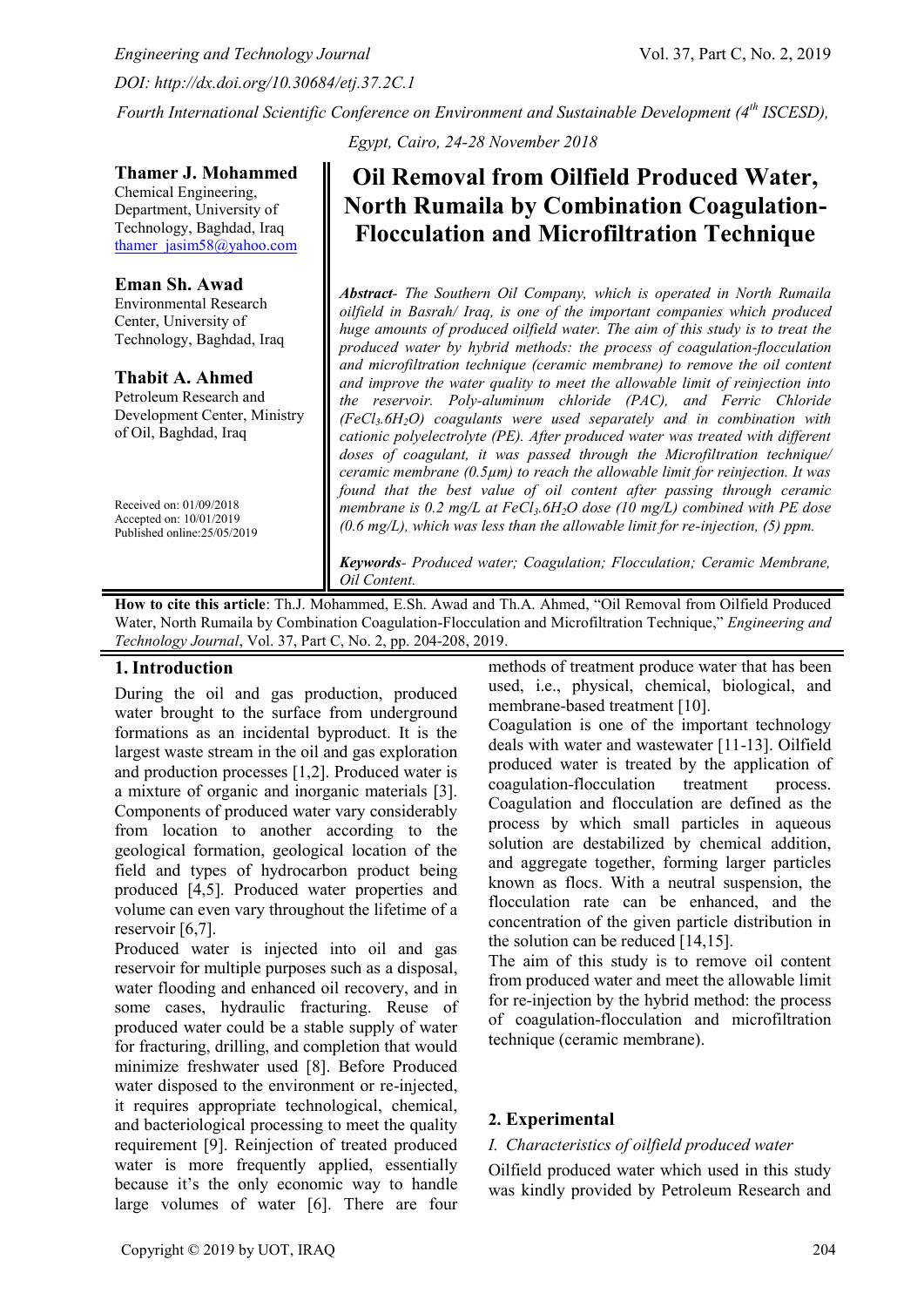Fourth International Scientific Conference on Environment and Sustainable Development (4[th] ISCESD), Egypt, Cairo, 24-28 November 2018

**Thamer J. Mohammed**
Chemical Engineering, Department, University of Technology, Baghdad, Iraq
thamer_jasim58@yahoo.com

**Eman Sh. Awad**
Environmental Research Center, University of Technology, Baghdad, Iraq

**Thabit A. Ahmed**
Petroleum Research and Development Center, Ministry of Oil, Baghdad, Iraq

Received on: 01/09/2018
Accepted on: 10/01/2019
Published online:25/05/2019

# Oil Removal from Oilfield Produced Water, North Rumaila by Combination Coagulation-Flocculation and Microfiltration Technique

***Abstract****- The Southern Oil Company, which is operated in North Rumaila oilfield in Basrah/ Iraq, is one of the important companies which produced huge amounts of produced oilfield water. The aim of this study is to treat the produced water by hybrid methods: the process of coagulation-flocculation and microfiltration technique (ceramic membrane) to remove the oil content and improve the water quality to meet the allowable limit of reinjection into the reservoir. Poly-aluminum chloride (PAC), and Ferric Chloride ($FeCl_3.6H_2O$) coagulants were used separately and in combination with cationic polyelectrolyte (PE). After produced water was treated with different doses of coagulant, it was passed through the Microfiltration technique/ ceramic membrane (0.5µm) to reach the allowable limit for reinjection. It was found that the best value of oil content after passing through ceramic membrane is 0.2 mg/L at $FeCl_3.6H_2O$ dose (10 mg/L) combined with PE dose (0.6 mg/L), which was less than the allowable limit for re-injection, (5) ppm.*

***Keywords****- Produced water; Coagulation; Flocculation; Ceramic Membrane, Oil Content.*

**How to cite this article**: Th.J. Mohammed, E.Sh. Awad and Th.A. Ahmed, "Oil Removal from Oilfield Produced Water, North Rumaila by Combination Coagulation-Flocculation and Microfiltration Technique," *Engineering and Technology Journal*, Vol. 37, Part C, No. 2, pp. 204-208, 2019.

## 1. Introduction

During the oil and gas production, produced water brought to the surface from underground formations as an incidental byproduct. It is the largest waste stream in the oil and gas exploration and production processes [1,2]. Produced water is a mixture of organic and inorganic materials [3]. Components of produced water vary considerably from location to another according to the geological formation, geological location of the field and types of hydrocarbon product being produced [4,5]. Produced water properties and volume can even vary throughout the lifetime of a reservoir [6,7].

Produced water is injected into oil and gas reservoir for multiple purposes such as a disposal, water flooding and enhanced oil recovery, and in some cases, hydraulic fracturing. Reuse of produced water could be a stable supply of water for fracturing, drilling, and completion that would minimize freshwater used [8]. Before Produced water disposed to the environment or re-injected, it requires appropriate technological, chemical, and bacteriological processing to meet the quality requirement [9]. Reinjection of treated produced water is more frequently applied, essentially because it's the only economic way to handle large volumes of water [6]. There are four methods of treatment produce water that has been used, i.e., physical, chemical, biological, and membrane-based treatment [10].

Coagulation is one of the important technology deals with water and wastewater [11-13]. Oilfield produced water is treated by the application of coagulation-flocculation treatment process. Coagulation and flocculation are defined as the process by which small particles in aqueous solution are destabilized by chemical addition, and aggregate together, forming larger particles known as flocs. With a neutral suspension, the flocculation rate can be enhanced, and the concentration of the given particle distribution in the solution can be reduced [14,15].

The aim of this study is to remove oil content from produced water and meet the allowable limit for re-injection by the hybrid method: the process of coagulation-flocculation and microfiltration technique (ceramic membrane).

## 2. Experimental

*I. Characteristics of oilfield produced water*

Oilfield produced water which used in this study was kindly provided by Petroleum Research and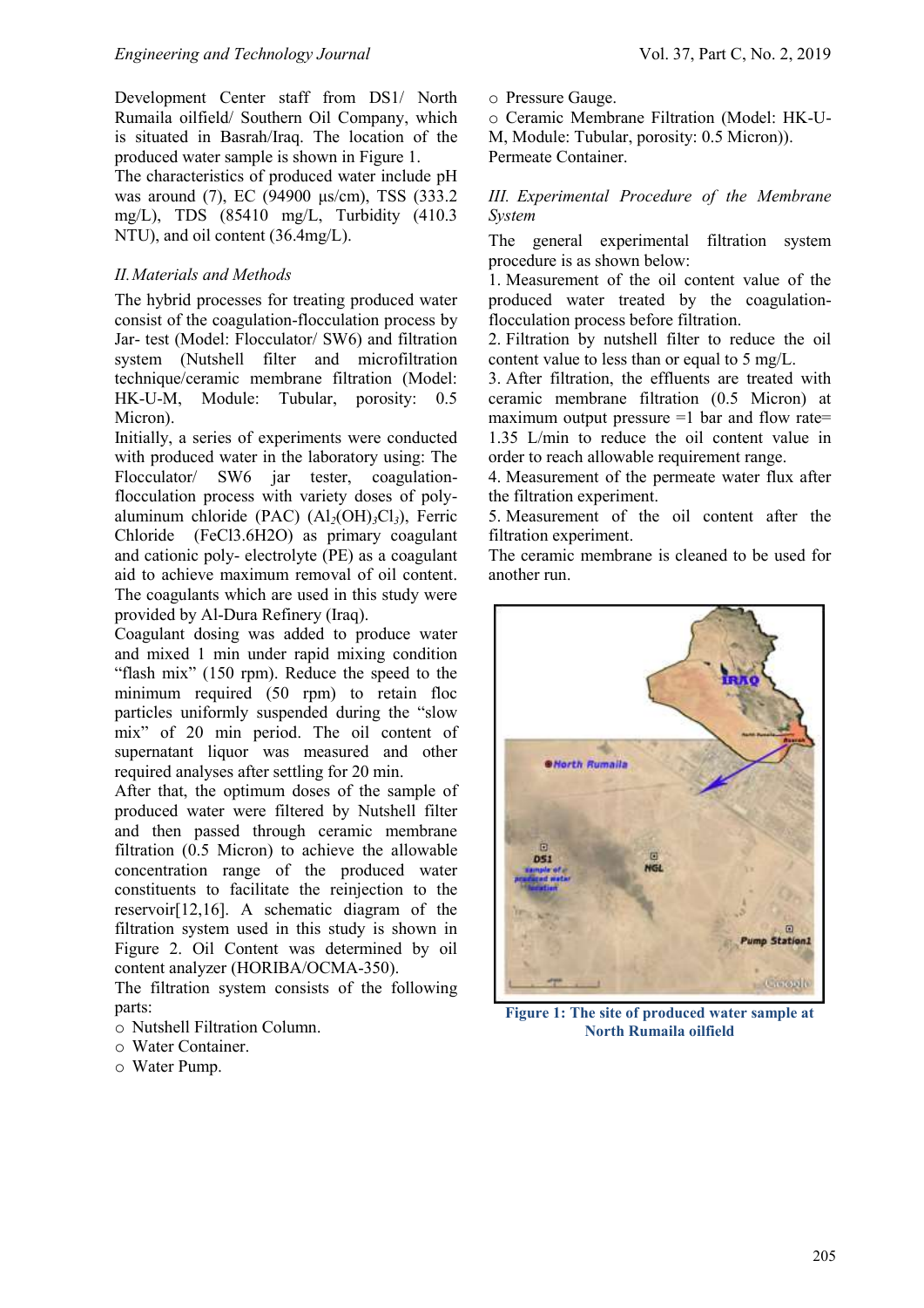Development Center staff from DS1/ North Rumaila oilfield/ Southern Oil Company, which is situated in Basrah/Iraq. The location of the produced water sample is shown in Figure 1.

The characteristics of produced water include pH was around (7), EC (94900 µs/cm), TSS (333.2 mg/L), TDS (85410 mg/L, Turbidity (410.3 NTU), and oil content (36.4mg/L).

### *II. Materials and Methods*

The hybrid processes for treating produced water consist of the coagulation-flocculation process by Jar- test (Model: Flocculator/ SW6) and filtration system (Nutshell filter and microfiltration technique/ceramic membrane filtration (Model: HK-U-M, Module: Tubular, porosity: 0.5 Micron).

Initially, a series of experiments were conducted with produced water in the laboratory using: The Flocculator/ SW6 jar tester, coagulation-flocculation process with variety doses of poly-aluminum chloride (PAC) ($Al_2(OH)_3Cl_3$), Ferric Chloride ($FeCl_3.6H_2O$) as primary coagulant and cationic poly- electrolyte (PE) as a coagulant aid to achieve maximum removal of oil content. The coagulants which are used in this study were provided by Al-Dura Refinery (Iraq).

Coagulant dosing was added to produce water and mixed 1 min under rapid mixing condition "flash mix" (150 rpm). Reduce the speed to the minimum required (50 rpm) to retain floc particles uniformly suspended during the "slow mix" of 20 min period. The oil content of supernatant liquor was measured and other required analyses after settling for 20 min.

After that, the optimum doses of the sample of produced water were filtered by Nutshell filter and then passed through ceramic membrane filtration (0.5 Micron) to achieve the allowable concentration range of the produced water constituents to facilitate the reinjection to the reservoir[12,16]. A schematic diagram of the filtration system used in this study is shown in Figure 2. Oil Content was determined by oil content analyzer (HORIBA/OCMA-350).

The filtration system consists of the following parts:

- Nutshell Filtration Column.
- Water Container.
- Water Pump.
- Pressure Gauge.
- Ceramic Membrane Filtration (Model: HK-U-M, Module: Tubular, porosity: 0.5 Micron)).

Permeate Container.

### *III. Experimental Procedure of the Membrane System*

The general experimental filtration system procedure is as shown below:

1. Measurement of the oil content value of the produced water treated by the coagulation-flocculation process before filtration.
2. Filtration by nutshell filter to reduce the oil content value to less than or equal to 5 mg/L.
3. After filtration, the effluents are treated with ceramic membrane filtration (0.5 Micron) at maximum output pressure =1 bar and flow rate= 1.35 L/min to reduce the oil content value in order to reach allowable requirement range.
4. Measurement of the permeate water flux after the filtration experiment.
5. Measurement of the oil content after the filtration experiment.

The ceramic membrane is cleaned to be used for another run.

**Figure 1: The site of produced water sample at North Rumaila oilfield**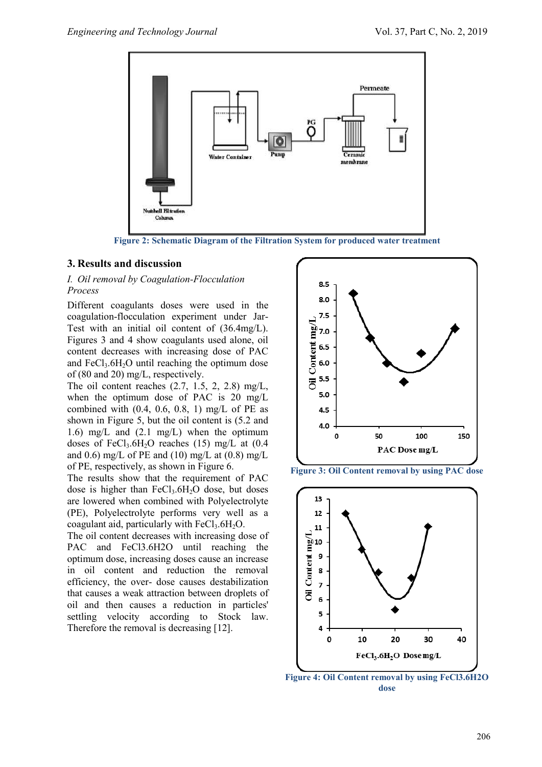Figure 2: Schematic Diagram of the Filtration System for produced water treatment

## 3. Results and discussion

### *I. Oil removal by Coagulation-Flocculation Process*

Different coagulants doses were used in the coagulation-flocculation experiment under Jar-Test with an initial oil content of (36.4mg/L). Figures 3 and 4 show coagulants used alone, oil content decreases with increasing dose of PAC and $FeCl_3.6H_2O$ until reaching the optimum dose of (80 and 20) mg/L, respectively.

The oil content reaches (2.7, 1.5, 2, 2.8) mg/L, when the optimum dose of PAC is 20 mg/L combined with (0.4, 0.6, 0.8, 1) mg/L of PE as shown in Figure 5, but the oil content is (5.2 and 1.6) mg/L and (2.1 mg/L) when the optimum doses of $FeCl_3.6H_2O$ reaches (15) mg/L at (0.4 and 0.6) mg/L of PE and (10) mg/L at (0.8) mg/L of PE, respectively, as shown in Figure 6.

The results show that the requirement of PAC dose is higher than $FeCl_3.6H_2O$ dose, but doses are lowered when combined with Polyelectrolyte (PE), Polyelectrolyte performs very well as a coagulant aid, particularly with $FeCl_3.6H_2O$.

The oil content decreases with increasing dose of PAC and FeCl3.6H2O until reaching the optimum dose, increasing doses cause an increase in oil content and reduction the removal efficiency, the over- dose causes destabilization that causes a weak attraction between droplets of oil and then causes a reduction in particles' settling velocity according to Stock law. Therefore the removal is decreasing [12].

Figure 3: Oil Content removal by using PAC dose

Figure 4: Oil Content removal by using FeCl3.6H2O dose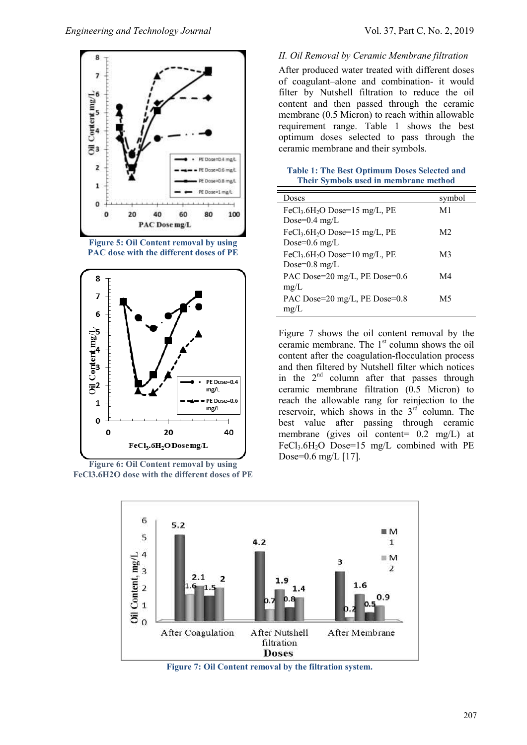Figure 5: Oil Content removal by using PAC dose with the different doses of PE

Figure 6: Oil Content removal by using FeCl3.6H2O dose with the different doses of PE

*II. Oil Removal by Ceramic Membrane filtration*

After produced water treated with different doses of coagulant–alone and combination- it would filter by Nutshell filtration to reduce the oil content and then passed through the ceramic membrane (0.5 Micron) to reach within allowable requirement range. Table 1 shows the best optimum doses selected to pass through the ceramic membrane and their symbols.

**Table 1: The Best Optimum Doses Selected and Their Symbols used in membrane method**

| Doses | symbol |
|---|---|
| $FeCl_3.6H_2O$ Dose=15 mg/L, PE Dose=0.4 mg/L | M1 |
| $FeCl_3.6H_2O$ Dose=15 mg/L, PE Dose=0.6 mg/L | M2 |
| $FeCl_3.6H_2O$ Dose=10 mg/L, PE Dose=0.8 mg/L | M3 |
| PAC Dose=20 mg/L, PE Dose=0.6 mg/L | M4 |
| PAC Dose=20 mg/L, PE Dose=0.8 mg/L | M5 |

Figure 7 shows the oil content removal by the ceramic membrane. The 1st column shows the oil content after the coagulation-flocculation process and then filtered by Nutshell filter which notices in the 2nd column after that passes through ceramic membrane filtration (0.5 Micron) to reach the allowable rang for reinjection to the reservoir, which shows in the 3rd column. The best value after passing through ceramic membrane (gives oil content= 0.2 mg/L) at $FeCl_3.6H_2O$ Dose=15 mg/L combined with PE Dose=0.6 mg/L [17].

Figure 7: Oil Content removal by the filtration system.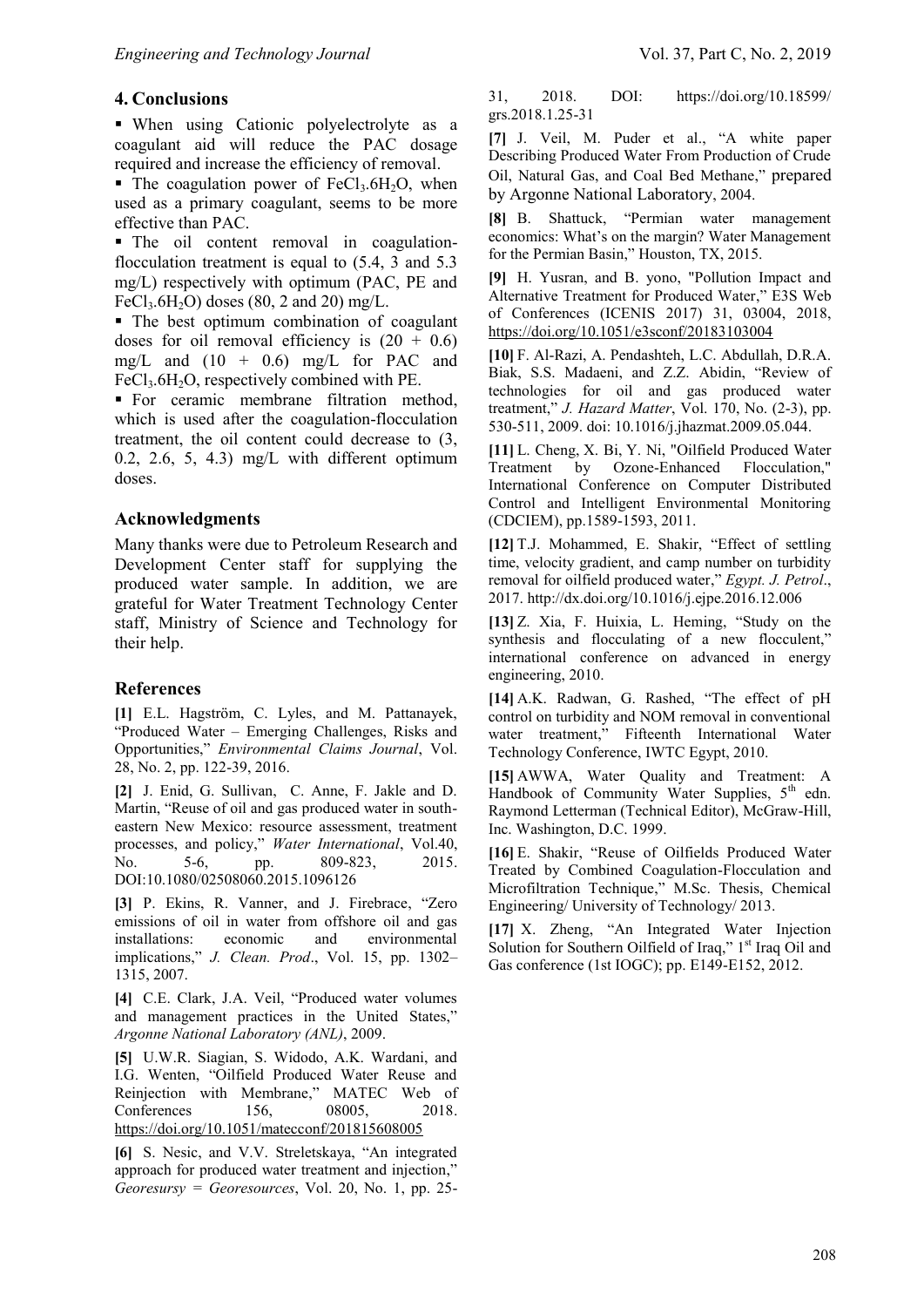## 4. Conclusions

- When using Cationic polyelectrolyte as a coagulant aid will reduce the PAC dosage required and increase the efficiency of removal.
- The coagulation power of $FeCl_3.6H_2O$, when used as a primary coagulant, seems to be more effective than PAC.
- The oil content removal in coagulation-flocculation treatment is equal to (5.4, 3 and 5.3 mg/L) respectively with optimum (PAC, PE and $FeCl_3.6H_2O$) doses (80, 2 and 20) mg/L.
- The best optimum combination of coagulant doses for oil removal efficiency is (20 + 0.6) mg/L and (10 + 0.6) mg/L for PAC and $FeCl_3.6H_2O$, respectively combined with PE.
- For ceramic membrane filtration method, which is used after the coagulation-flocculation treatment, the oil content could decrease to (3, 0.2, 2.6, 5, 4.3) mg/L with different optimum doses.

## Acknowledgments

Many thanks were due to Petroleum Research and Development Center staff for supplying the produced water sample. In addition, we are grateful for Water Treatment Technology Center staff, Ministry of Science and Technology for their help.

## References

**[1]** E.L. Hagström, C. Lyles, and M. Pattanayek, "Produced Water – Emerging Challenges, Risks and Opportunities," *Environmental Claims Journal*, Vol. 28, No. 2, pp. 122-39, 2016.

**[2]** J. Enid, G. Sullivan, C. Anne, F. Jakle and D. Martin, "Reuse of oil and gas produced water in south-eastern New Mexico: resource assessment, treatment processes, and policy," *Water International*, Vol.40, No. 5-6, pp. 809-823, 2015. DOI:10.1080/02508060.2015.1096126

**[3]** P. Ekins, R. Vanner, and J. Firebrace, "Zero emissions of oil in water from offshore oil and gas installations: economic and environmental implications," *J. Clean. Prod*., Vol. 15, pp. 1302–1315, 2007.

**[4]** C.E. Clark, J.A. Veil, "Produced water volumes and management practices in the United States," *Argonne National Laboratory (ANL)*, 2009.

**[5]** U.W.R. Siagian, S. Widodo, A.K. Wardani, and I.G. Wenten, "Oilfield Produced Water Reuse and Reinjection with Membrane," MATEC Web of Conferences 156, 08005, 2018. https://doi.org/10.1051/matecconf/201815608005

**[6]** S. Nesic, and V.V. Streletskaya, "An integrated approach for produced water treatment and injection," *Georesursy = Georesources*, Vol. 20, No. 1, pp. 25-31, 2018. DOI: https://doi.org/10.18599/grs.2018.1.25-31

**[7]** J. Veil, M. Puder et al., "A white paper Describing Produced Water From Production of Crude Oil, Natural Gas, and Coal Bed Methane," prepared by Argonne National Laboratory, 2004.

**[8]** B. Shattuck, "Permian water management economics: What's on the margin? Water Management for the Permian Basin," Houston, TX, 2015.

**[9]** H. Yusran, and B. yono, "Pollution Impact and Alternative Treatment for Produced Water," E3S Web of Conferences (ICENIS 2017) 31, 03004, 2018, https://doi.org/10.1051/e3sconf/20183103004

**[10]** F. Al-Razi, A. Pendashteh, L.C. Abdullah, D.R.A. Biak, S.S. Madaeni, and Z.Z. Abidin, "Review of technologies for oil and gas produced water treatment," *J. Hazard Matter*, Vol. 170, No. (2-3), pp. 530-511, 2009. doi: 10.1016/j.jhazmat.2009.05.044.

**[11]** L. Cheng, X. Bi, Y. Ni, "Oilfield Produced Water Treatment by Ozone-Enhanced Flocculation," International Conference on Computer Distributed Control and Intelligent Environmental Monitoring (CDCIEM), pp.1589-1593, 2011.

**[12]** T.J. Mohammed, E. Shakir, "Effect of settling time, velocity gradient, and camp number on turbidity removal for oilfield produced water," *Egypt. J. Petrol*., 2017. http://dx.doi.org/10.1016/j.ejpe.2016.12.006

**[13]** Z. Xia, F. Huixia, L. Heming, "Study on the synthesis and flocculating of a new flocculent," international conference on advanced in energy engineering, 2010.

**[14]** A.K. Radwan, G. Rashed, "The effect of pH control on turbidity and NOM removal in conventional water treatment," Fifteenth International Water Technology Conference, IWTC Egypt, 2010.

**[15]** AWWA, Water Quality and Treatment: A Handbook of Community Water Supplies, 5th edn. Raymond Letterman (Technical Editor), McGraw-Hill, Inc. Washington, D.C. 1999.

**[16]** E. Shakir, "Reuse of Oilfields Produced Water Treated by Combined Coagulation-Flocculation and Microfiltration Technique," M.Sc. Thesis, Chemical Engineering/ University of Technology/ 2013.

**[17]** X. Zheng, "An Integrated Water Injection Solution for Southern Oilfield of Iraq," 1st Iraq Oil and Gas conference (1st IOGC); pp. E149-E152, 2012.